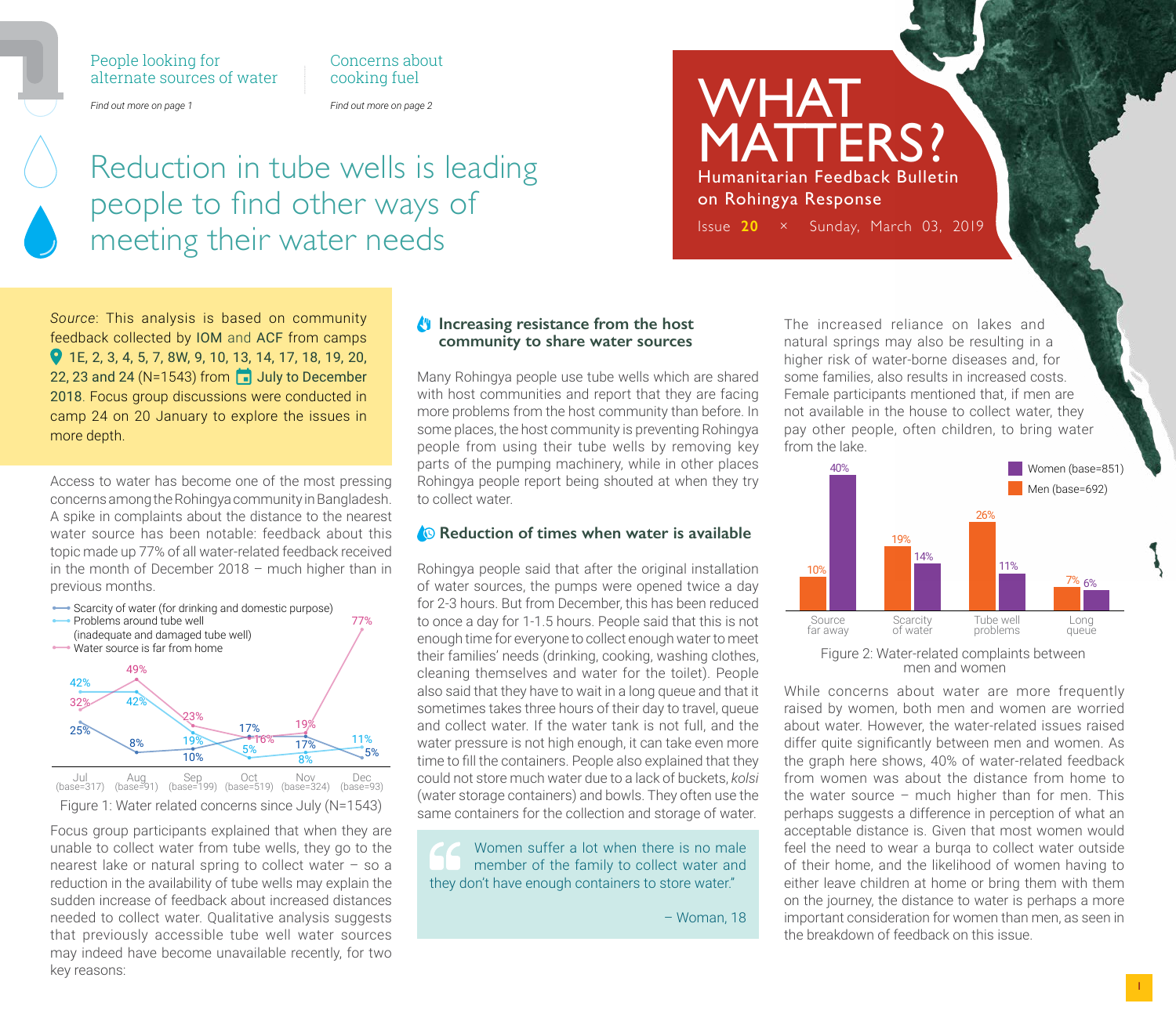People looking for alternate sources of water

*Find out more on page 1*

Concerns about cooking fuel

*Find out more on page 2*

# WHAT MATTERS?

**Humanitarian Feedback Bulletin on Rohingya Response**

Issue **20** × Sunday, March 03, 2019

# Reduction in tube wells is leading people to find other ways of meeting their water needs

*Source*: This analysis is based on community feedback collected by IOM and ACF from camps 1E, 2, 3, 4, 5, 7, 8W, 9, 10, 13, 14, 17, 18, 19, 20, 22, 23 and 24 (N=1543) from July to December 2018. Focus group discussions were conducted in camp 24 on 20 January to explore the issues in more depth.

Access to water has become one of the most pressing concerns among the Rohingya community in Bangladesh. A spike in complaints about the distance to the nearest water source has been notable: feedback about this topic made up 77% of all water-related feedback received in the month of December 2018 – much higher than in previous months.

Scarcity of water (for drinking and domestic purpose)
Problems around tube well (inadequate and damaged tube well)
Water source is far from home

42% 32% 25% 49% 42% 8% 23% 19% 10% 17% 16% 5% 19% 17% 8% 77% 11% 5%

Jul (base=317) Aug (base=91) Sep (base=199) Oct (base=519) Nov (base=324) Dec (base=93)

Figure 1: Water related concerns since July (N=1543)

Focus group participants explained that when they are unable to collect water from tube wells, they go to the nearest lake or natural spring to collect water – so a reduction in the availability of tube wells may explain the sudden increase of feedback about increased distances needed to collect water. Qualitative analysis suggests that previously accessible tube well water sources may indeed have become unavailable recently, for two key reasons:

### Increasing resistance from the host community to share water sources

Many Rohingya people use tube wells which are shared with host communities and report that they are facing more problems from the host community than before. In some places, the host community is preventing Rohingya people from using their tube wells by removing key parts of the pumping machinery, while in other places Rohingya people report being shouted at when they try to collect water.

### Reduction of times when water is available

Rohingya people said that after the original installation of water sources, the pumps were opened twice a day for 2-3 hours. But from December, this has been reduced to once a day for 1-1.5 hours. People said that this is not enough time for everyone to collect enough water to meet their families' needs (drinking, cooking, washing clothes, cleaning themselves and water for the toilet). People also said that they have to wait in a long queue and that it sometimes takes three hours of their day to travel, queue and collect water. If the water tank is not full, and the water pressure is not high enough, it can take even more time to fill the containers. People also explained that they could not store much water due to a lack of buckets, *kolsi* (water storage containers) and bowls. They often use the same containers for the collection and storage of water.

> Women suffer a lot when there is no male member of the family to collect water and they don't have enough containers to store water."
>
> – Woman, 18

The increased reliance on lakes and natural springs may also be resulting in a higher risk of water-borne diseases and, for some families, also results in increased costs. Female participants mentioned that, if men are not available in the house to collect water, they pay other people, often children, to bring water from the lake.

Women (base=851)
Men (base=692)

10% 40% 19% 14% 26% 11% 7% 6%

Source far away | Scarcity of water | Tube well problems | Long queue

Figure 2: Water-related complaints between men and women

While concerns about water are more frequently raised by women, both men and women are worried about water. However, the water-related issues raised differ quite significantly between men and women. As the graph here shows, 40% of water-related feedback from women was about the distance from home to the water source – much higher than for men. This perhaps suggests a difference in perception of what an acceptable distance is. Given that most women would feel the need to wear a burqa to collect water outside of their home, and the likelihood of women having to either leave children at home or bring them with them on the journey, the distance to water is perhaps a more important consideration for women than men, as seen in the breakdown of feedback on this issue.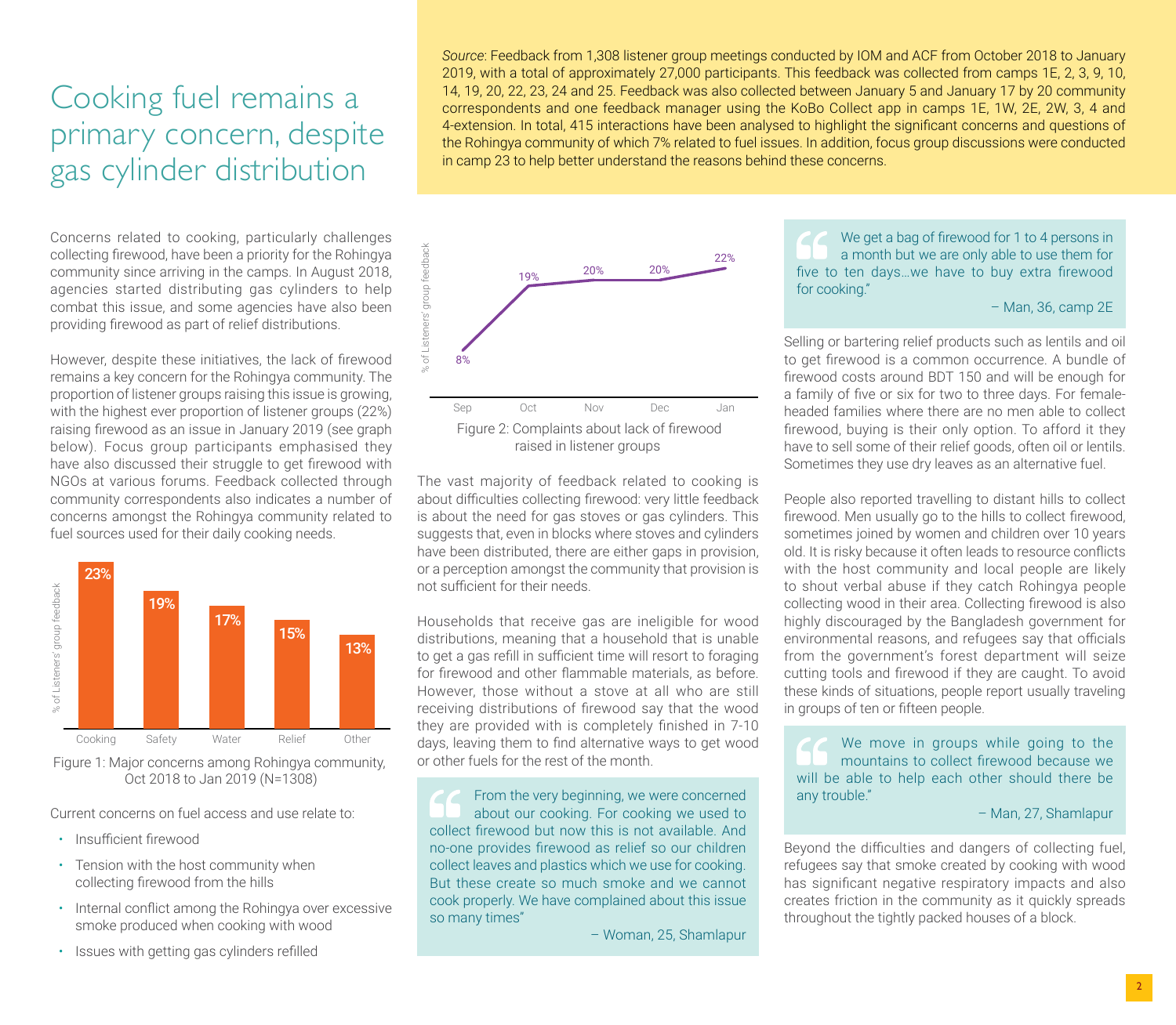# Cooking fuel remains a primary concern, despite gas cylinder distribution

*Source*: Feedback from 1,308 listener group meetings conducted by IOM and ACF from October 2018 to January 2019, with a total of approximately 27,000 participants. This feedback was collected from camps 1E, 2, 3, 9, 10, 14, 19, 20, 22, 23, 24 and 25. Feedback was also collected between January 5 and January 17 by 20 community correspondents and one feedback manager using the KoBo Collect app in camps 1E, 1W, 2E, 2W, 3, 4 and 4-extension. In total, 415 interactions have been analysed to highlight the significant concerns and questions of the Rohingya community of which 7% related to fuel issues. In addition, focus group discussions were conducted in camp 23 to help better understand the reasons behind these concerns.

Concerns related to cooking, particularly challenges collecting firewood, have been a priority for the Rohingya community since arriving in the camps. In August 2018, agencies started distributing gas cylinders to help combat this issue, and some agencies have also been providing firewood as part of relief distributions.

However, despite these initiatives, the lack of firewood remains a key concern for the Rohingya community. The proportion of listener groups raising this issue is growing, with the highest ever proportion of listener groups (22%) raising firewood as an issue in January 2019 (see graph below). Focus group participants emphasised they have also discussed their struggle to get firewood with NGOs at various forums. Feedback collected through community correspondents also indicates a number of concerns amongst the Rohingya community related to fuel sources used for their daily cooking needs.

% of Listeners' group feedback

23% Cooking
19% Safety
17% Water
15% Relief
13% Other

Figure 1: Major concerns among Rohingya community, Oct 2018 to Jan 2019 (N=1308)

Current concerns on fuel access and use relate to:

- Insufficient firewood
- Tension with the host community when collecting firewood from the hills
- Internal conflict among the Rohingya over excessive smoke produced when cooking with wood
- Issues with getting gas cylinders refilled

% of Listeners' group feedback

Sep 8%
Oct 19%
Nov 20%
Dec 20%
Jan 22%

Figure 2: Complaints about lack of firewood raised in listener groups

The vast majority of feedback related to cooking is about difficulties collecting firewood: very little feedback is about the need for gas stoves or gas cylinders. This suggests that, even in blocks where stoves and cylinders have been distributed, there are either gaps in provision, or a perception amongst the community that provision is not sufficient for their needs.

Households that receive gas are ineligible for wood distributions, meaning that a household that is unable to get a gas refill in sufficient time will resort to foraging for firewood and other flammable materials, as before. However, those without a stove at all who are still receiving distributions of firewood say that the wood they are provided with is completely finished in 7-10 days, leaving them to find alternative ways to get wood or other fuels for the rest of the month.

> From the very beginning, we were concerned about our cooking. For cooking we used to collect firewood but now this is not available. And no-one provides firewood as relief so our children collect leaves and plastics which we use for cooking. But these create so much smoke and we cannot cook properly. We have complained about this issue so many times"
>
> – Woman, 25, Shamlapur

> We get a bag of firewood for 1 to 4 persons in a month but we are only able to use them for five to ten days…we have to buy extra firewood for cooking."
>
> – Man, 36, camp 2E

Selling or bartering relief products such as lentils and oil to get firewood is a common occurrence. A bundle of firewood costs around BDT 150 and will be enough for a family of five or six for two to three days. For female-headed families where there are no men able to collect firewood, buying is their only option. To afford it they have to sell some of their relief goods, often oil or lentils. Sometimes they use dry leaves as an alternative fuel.

People also reported travelling to distant hills to collect firewood. Men usually go to the hills to collect firewood, sometimes joined by women and children over 10 years old. It is risky because it often leads to resource conflicts with the host community and local people are likely to shout verbal abuse if they catch Rohingya people collecting wood in their area. Collecting firewood is also highly discouraged by the Bangladesh government for environmental reasons, and refugees say that officials from the government's forest department will seize cutting tools and firewood if they are caught. To avoid these kinds of situations, people report usually traveling in groups of ten or fifteen people.

> We move in groups while going to the mountains to collect firewood because we will be able to help each other should there be any trouble."
>
> – Man, 27, Shamlapur

Beyond the difficulties and dangers of collecting fuel, refugees say that smoke created by cooking with wood has significant negative respiratory impacts and also creates friction in the community as it quickly spreads throughout the tightly packed houses of a block.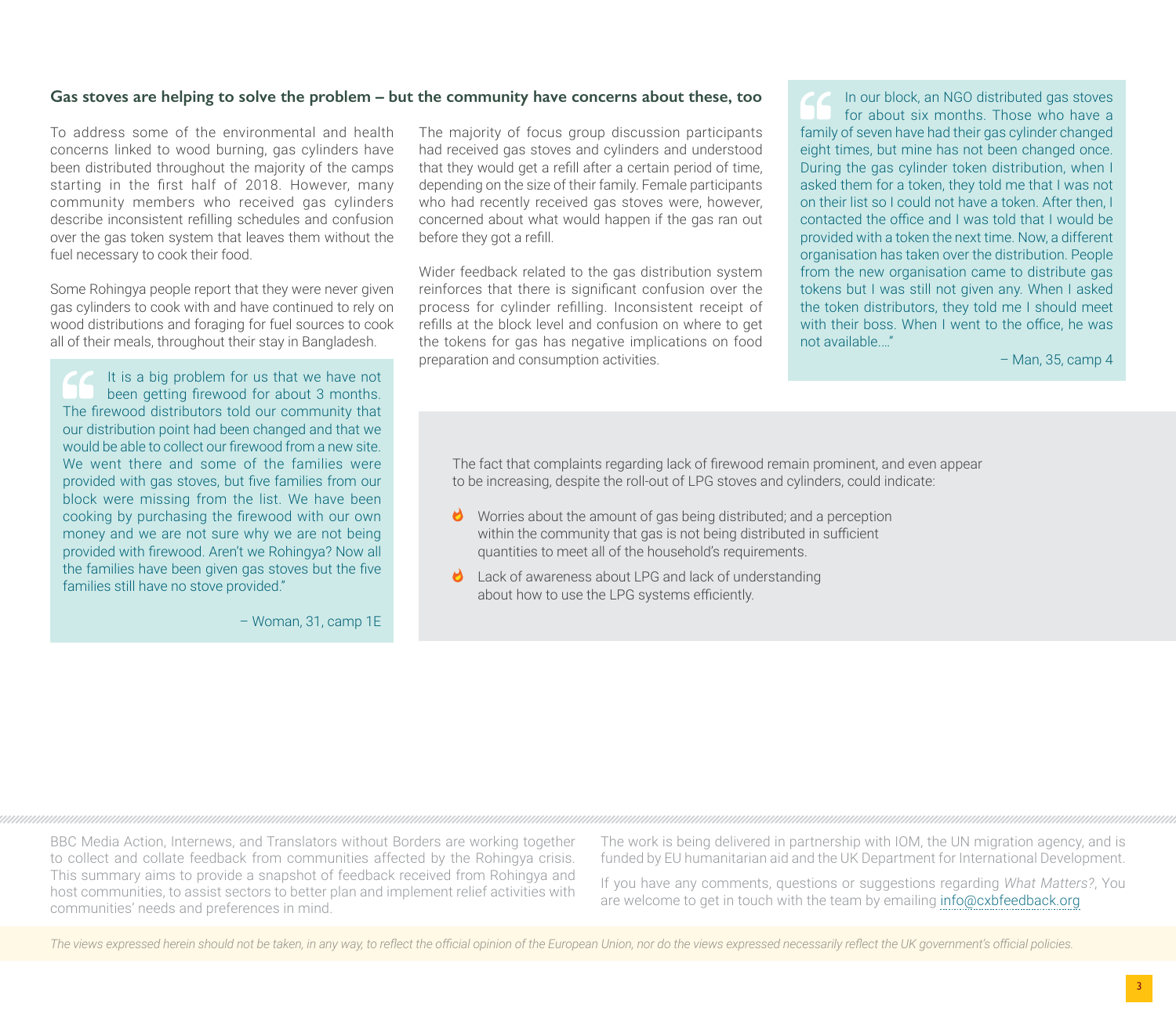### Gas stoves are helping to solve the problem – but the community have concerns about these, too

To address some of the environmental and health concerns linked to wood burning, gas cylinders have been distributed throughout the majority of the camps starting in the first half of 2018. However, many community members who received gas cylinders describe inconsistent refilling schedules and confusion over the gas token system that leaves them without the fuel necessary to cook their food.

Some Rohingya people report that they were never given gas cylinders to cook with and have continued to rely on wood distributions and foraging for fuel sources to cook all of their meals, throughout their stay in Bangladesh.

> "It is a big problem for us that we have not been getting firewood for about 3 months. The firewood distributors told our community that our distribution point had been changed and that we would be able to collect our firewood from a new site. We went there and some of the families were provided with gas stoves, but five families from our block were missing from the list. We have been cooking by purchasing the firewood with our own money and we are not sure why we are not being provided with firewood. Aren't we Rohingya? Now all the families have been given gas stoves but the five families still have no stove provided."
>
> – Woman, 31, camp 1E

The majority of focus group discussion participants had received gas stoves and cylinders and understood that they would get a refill after a certain period of time, depending on the size of their family. Female participants who had recently received gas stoves were, however, concerned about what would happen if the gas ran out before they got a refill.

Wider feedback related to the gas distribution system reinforces that there is significant confusion over the process for cylinder refilling. Inconsistent receipt of refills at the block level and confusion on where to get the tokens for gas has negative implications on food preparation and consumption activities.

> "In our block, an NGO distributed gas stoves for about six months. Those who have a family of seven have had their gas cylinder changed eight times, but mine has not been changed once. During the gas cylinder token distribution, when I asked them for a token, they told me that I was not on their list so I could not have a token. After then, I contacted the office and I was told that I would be provided with a token the next time. Now, a different organisation has taken over the distribution. People from the new organisation came to distribute gas tokens but I was still not given any. When I asked the token distributors, they told me I should meet with their boss. When I went to the office, he was not available...."
>
> – Man, 35, camp 4

The fact that complaints regarding lack of firewood remain prominent, and even appear to be increasing, despite the roll-out of LPG stoves and cylinders, could indicate:

- Worries about the amount of gas being distributed; and a perception within the community that gas is not being distributed in sufficient quantities to meet all of the household's requirements.
- Lack of awareness about LPG and lack of understanding about how to use the LPG systems efficiently.

---

BBC Media Action, Internews, and Translators without Borders are working together to collect and collate feedback from communities affected by the Rohingya crisis. This summary aims to provide a snapshot of feedback received from Rohingya and host communities, to assist sectors to better plan and implement relief activities with communities' needs and preferences in mind.

The work is being delivered in partnership with IOM, the UN migration agency, and is funded by EU humanitarian aid and the UK Department for International Development.

If you have any comments, questions or suggestions regarding *What Matters?*, You are welcome to get in touch with the team by emailing info@cxbfeedback.org

*The views expressed herein should not be taken, in any way, to reflect the official opinion of the European Union, nor do the views expressed necessarily reflect the UK government's official policies.*